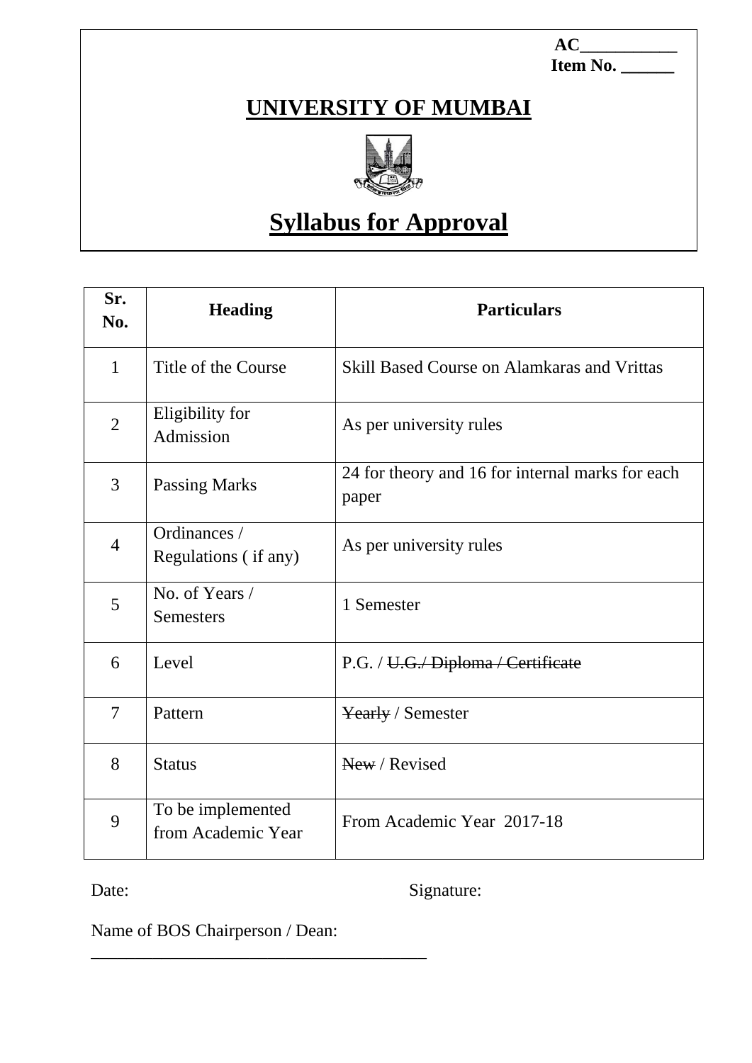AC___________
Item No. ______

# UNIVERSITY OF MUMBAI

# Syllabus for Approval

| Sr. No. | Heading | Particulars |
|---|---|---|
| 1 | Title of the Course | Skill Based Course on Alamkaras and Vrittas |
| 2 | Eligibility for Admission | As per university rules |
| 3 | Passing Marks | 24 for theory and 16 for internal marks for each paper |
| 4 | Ordinances / Regulations ( if any) | As per university rules |
| 5 | No. of Years / Semesters | 1 Semester |
| 6 | Level | P.G. / ~~U.G./ Diploma / Certificate~~ |
| 7 | Pattern | ~~Yearly~~ / Semester |
| 8 | Status | ~~New~~ / Revised |
| 9 | To be implemented from Academic Year | From Academic Year 2017-18 |

Date: Signature:

Name of BOS Chairperson / Dean: _______________________________________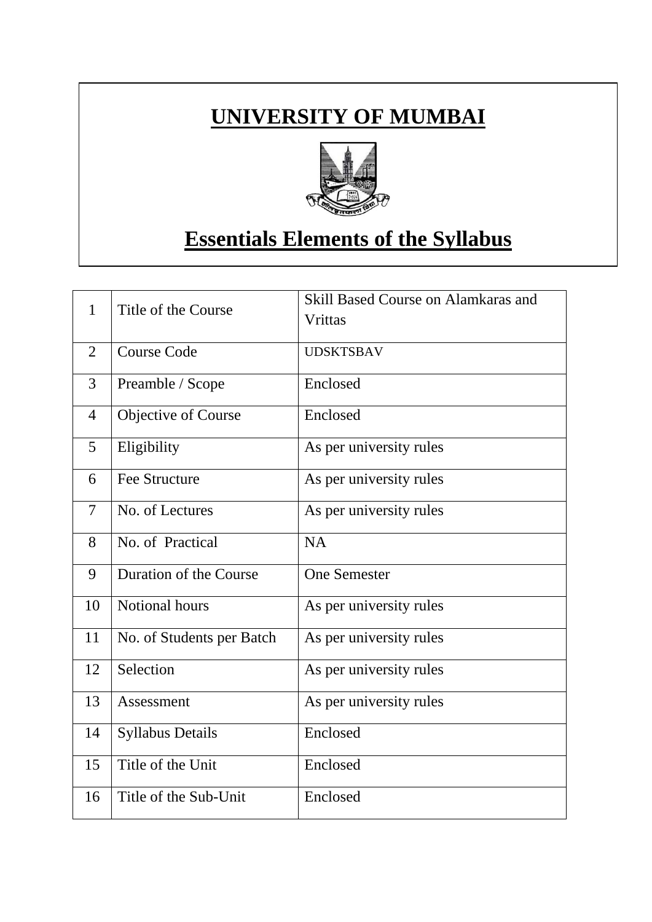# UNIVERSITY OF MUMBAI

## Essentials Elements of the Syllabus

| 1 | Title of the Course | Skill Based Course on Alamkaras and Vrittas |
|---|---|---|
| 2 | Course Code | UDSKTSBAV |
| 3 | Preamble / Scope | Enclosed |
| 4 | Objective of Course | Enclosed |
| 5 | Eligibility | As per university rules |
| 6 | Fee Structure | As per university rules |
| 7 | No. of Lectures | As per university rules |
| 8 | No. of Practical | NA |
| 9 | Duration of the Course | One Semester |
| 10 | Notional hours | As per university rules |
| 11 | No. of Students per Batch | As per university rules |
| 12 | Selection | As per university rules |
| 13 | Assessment | As per university rules |
| 14 | Syllabus Details | Enclosed |
| 15 | Title of the Unit | Enclosed |
| 16 | Title of the Sub-Unit | Enclosed |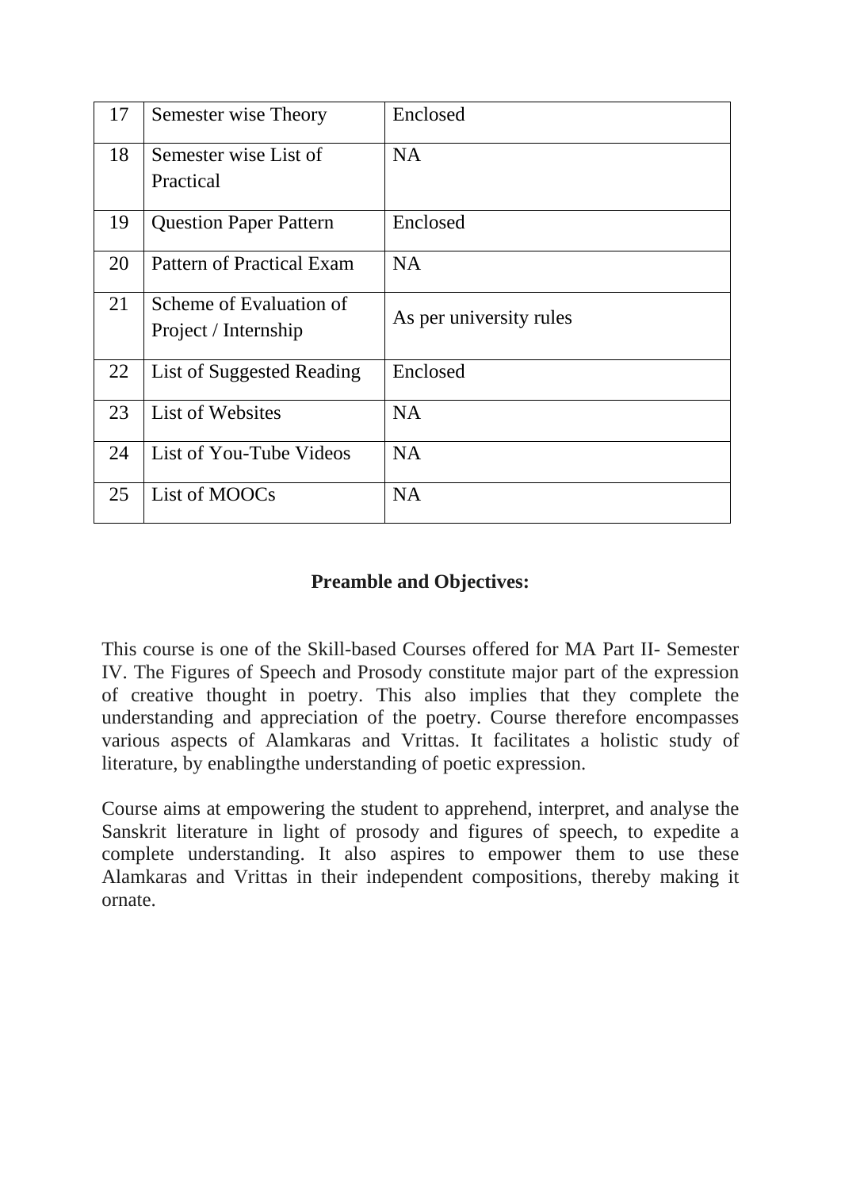| 17 | Semester wise Theory | Enclosed |
|---|---|---|
| 18 | Semester wise List of Practical | NA |
| 19 | Question Paper Pattern | Enclosed |
| 20 | Pattern of Practical Exam | NA |
| 21 | Scheme of Evaluation of Project / Internship | As per university rules |
| 22 | List of Suggested Reading | Enclosed |
| 23 | List of Websites | NA |
| 24 | List of You-Tube Videos | NA |
| 25 | List of MOOCs | NA |

**Preamble and Objectives:**

This course is one of the Skill-based Courses offered for MA Part II- Semester IV. The Figures of Speech and Prosody constitute major part of the expression of creative thought in poetry. This also implies that they complete the understanding and appreciation of the poetry. Course therefore encompasses various aspects of Alamkaras and Vrittas. It facilitates a holistic study of literature, by enablingthe understanding of poetic expression.

Course aims at empowering the student to apprehend, interpret, and analyse the Sanskrit literature in light of prosody and figures of speech, to expedite a complete understanding. It also aspires to empower them to use these Alamkaras and Vrittas in their independent compositions, thereby making it ornate.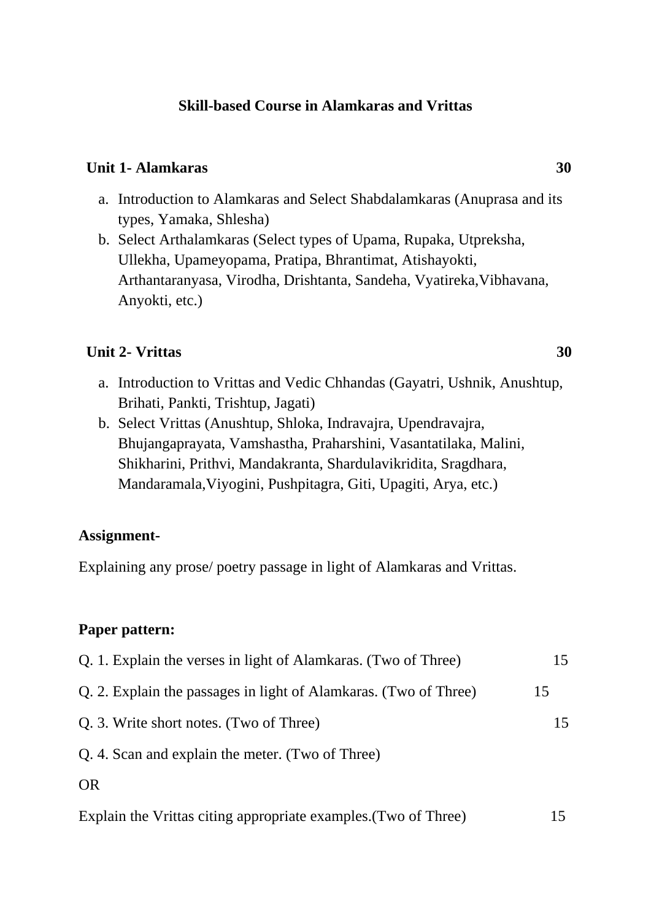# Skill-based Course in Alamkaras and Vrittas

**Unit 1- Alamkaras** **30**

a. Introduction to Alamkaras and Select Shabdalamkaras (Anuprasa and its types, Yamaka, Shlesha)
b. Select Arthalamkaras (Select types of Upama, Rupaka, Utpreksha, Ullekha, Upameyopama, Pratipa, Bhrantimat, Atishayokti, Arthantaranyasa, Virodha, Drishtanta, Sandeha, Vyatireka,Vibhavana, Anyokti, etc.)

**Unit 2- Vrittas** **30**

a. Introduction to Vrittas and Vedic Chhandas (Gayatri, Ushnik, Anushtup, Brihati, Pankti, Trishtup, Jagati)
b. Select Vrittas (Anushtup, Shloka, Indravajra, Upendravajra, Bhujangaprayata, Vamshastha, Praharshini, Vasantatilaka, Malini, Shikharini, Prithvi, Mandakranta, Shardulavikridita, Sragdhara, Mandaramala,Viyogini, Pushpitagra, Giti, Upagiti, Arya, etc.)

**Assignment-**

Explaining any prose/ poetry passage in light of Alamkaras and Vrittas.

**Paper pattern:**

Q. 1. Explain the verses in light of Alamkaras. (Two of Three) 15

Q. 2. Explain the passages in light of Alamkaras. (Two of Three) 15

Q. 3. Write short notes. (Two of Three) 15

Q. 4. Scan and explain the meter. (Two of Three)

OR

Explain the Vrittas citing appropriate examples.(Two of Three) 15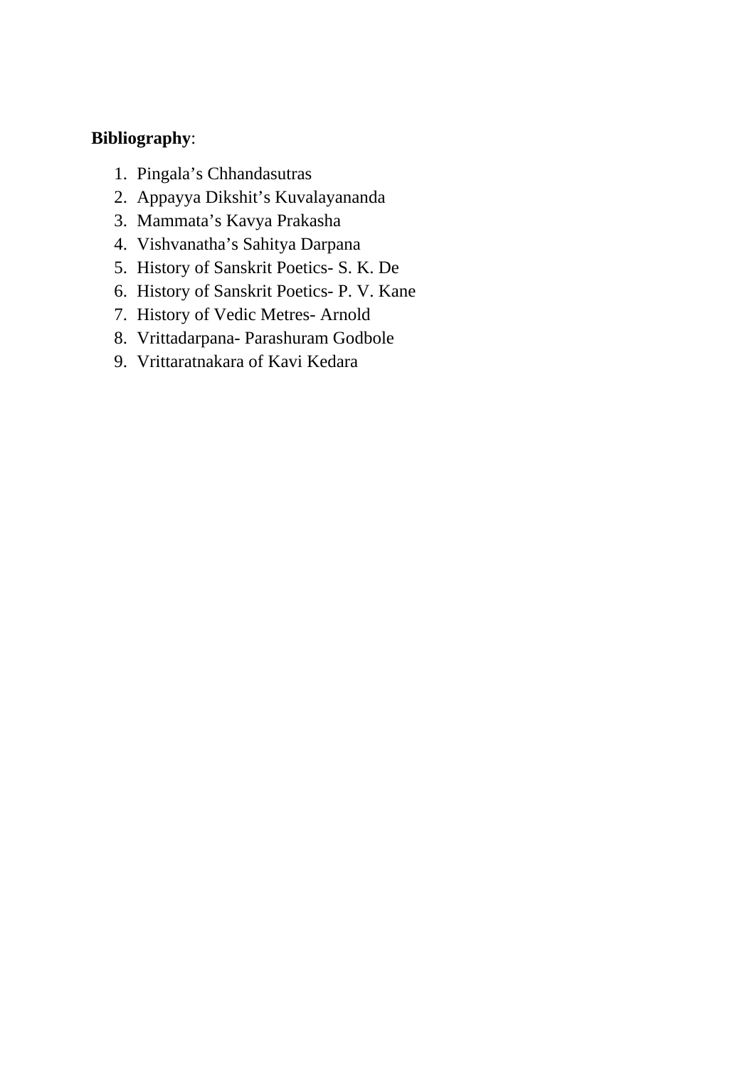**Bibliography**:

1. Pingala’s Chhandasutras
2. Appayya Dikshit’s Kuvalayananda
3. Mammata’s Kavya Prakasha
4. Vishvanatha’s Sahitya Darpana
5. History of Sanskrit Poetics- S. K. De
6. History of Sanskrit Poetics- P. V. Kane
7. History of Vedic Metres- Arnold
8. Vrittadarpana- Parashuram Godbole
9. Vrittaratnakara of Kavi Kedara